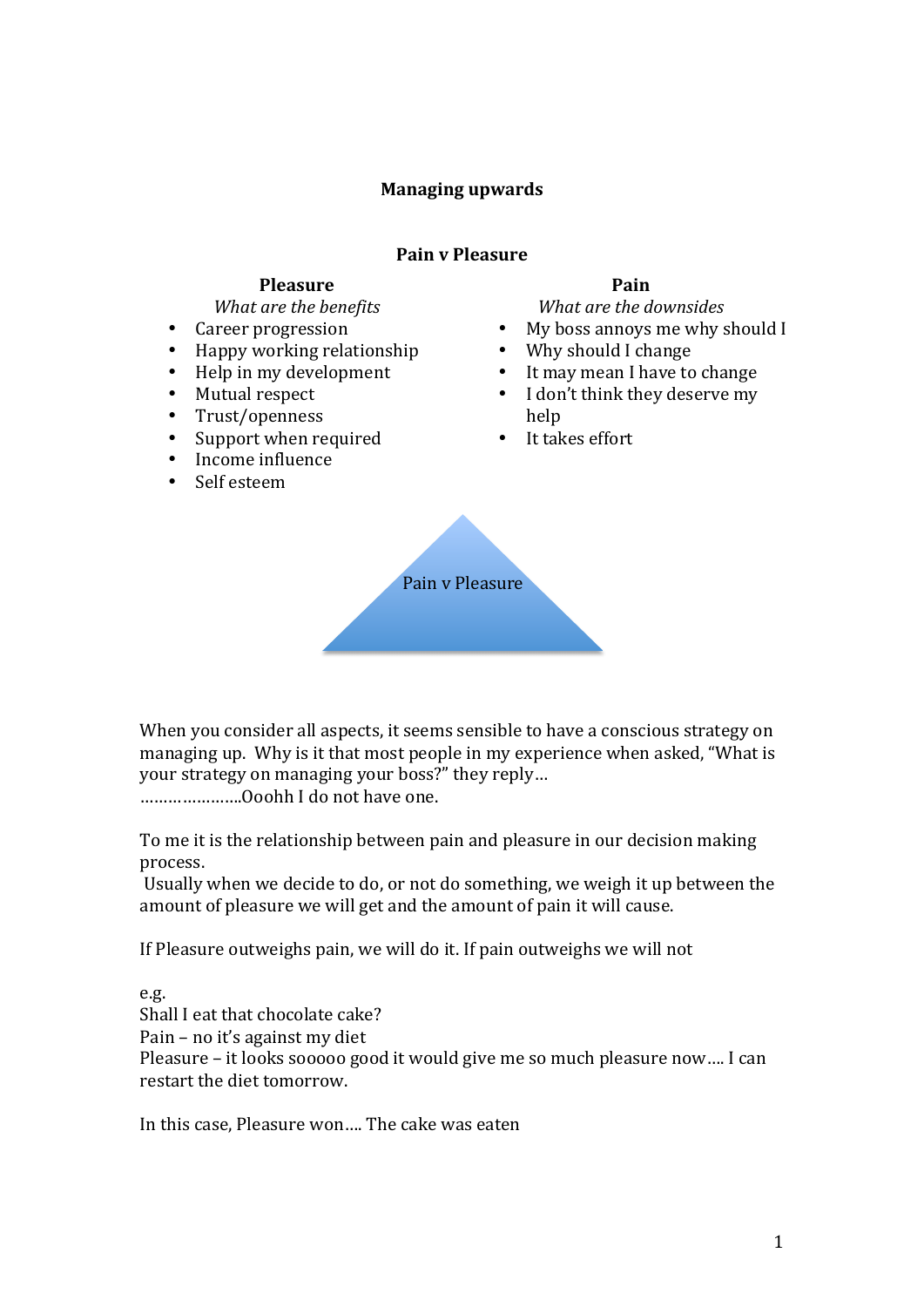# Managing upwards

## Pain v Pleasure

### Pleasure

*What are the benefits*

- Career progression
- Happy working relationship
- Help in my development
- Mutual respect
- Trust/openness
- Support when required
- Income influence
- Self esteem

### Pain

*What are the downsides*

- My boss annoys me why should I
- Why should I change
- It may mean I have to change
- I don't think they deserve my help
- It takes effort

Pain v Pleasure

When you consider all aspects, it seems sensible to have a conscious strategy on managing up. Why is it that most people in my experience when asked, "What is your strategy on managing your boss?" they reply…
…………………Ooohh I do not have one.

To me it is the relationship between pain and pleasure in our decision making process.
Usually when we decide to do, or not do something, we weigh it up between the amount of pleasure we will get and the amount of pain it will cause.

If Pleasure outweighs pain, we will do it. If pain outweighs we will not

e.g.
Shall I eat that chocolate cake?
Pain – no it's against my diet
Pleasure – it looks sooooo good it would give me so much pleasure now…. I can restart the diet tomorrow.

In this case, Pleasure won…. The cake was eaten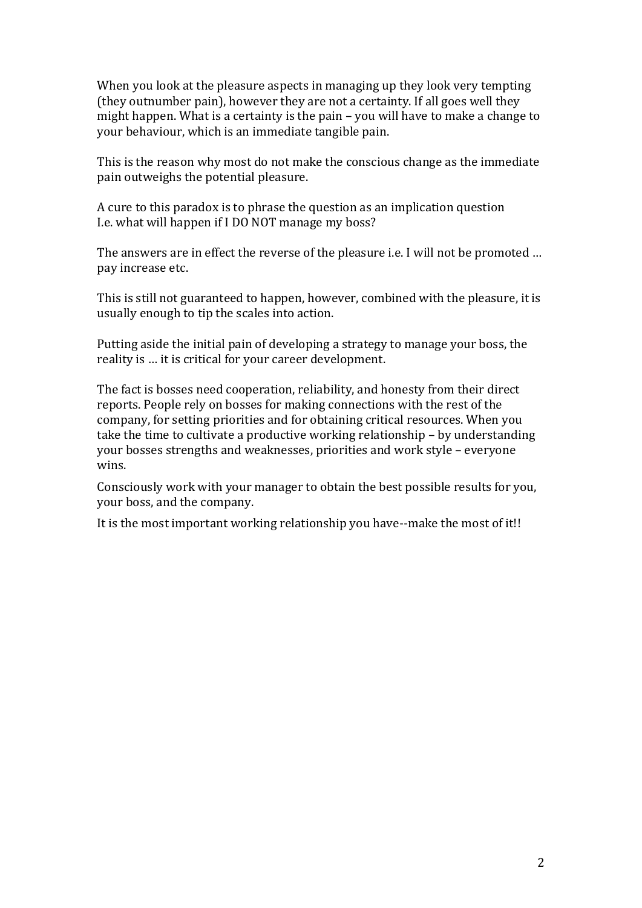When you look at the pleasure aspects in managing up they look very tempting (they outnumber pain), however they are not a certainty. If all goes well they might happen. What is a certainty is the pain – you will have to make a change to your behaviour, which is an immediate tangible pain.

This is the reason why most do not make the conscious change as the immediate pain outweighs the potential pleasure.

A cure to this paradox is to phrase the question as an implication question I.e. what will happen if I DO NOT manage my boss?

The answers are in effect the reverse of the pleasure i.e. I will not be promoted … pay increase etc.

This is still not guaranteed to happen, however, combined with the pleasure, it is usually enough to tip the scales into action.

Putting aside the initial pain of developing a strategy to manage your boss, the reality is … it is critical for your career development.

The fact is bosses need cooperation, reliability, and honesty from their direct reports. People rely on bosses for making connections with the rest of the company, for setting priorities and for obtaining critical resources. When you take the time to cultivate a productive working relationship – by understanding your bosses strengths and weaknesses, priorities and work style – everyone wins.

Consciously work with your manager to obtain the best possible results for you, your boss, and the company.

It is the most important working relationship you have--make the most of it!!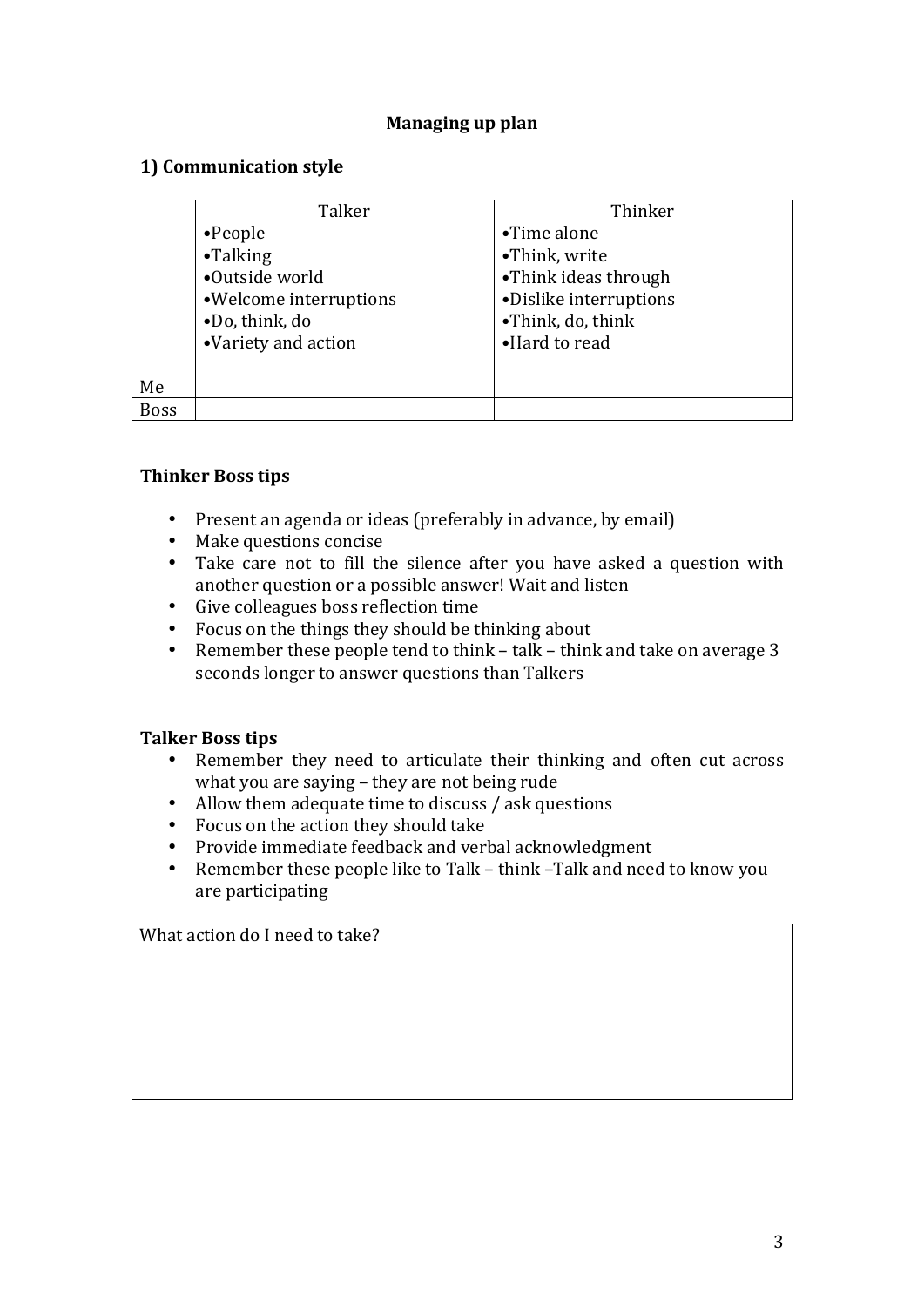## Managing up plan

### 1) Communication style

| | Talker | Thinker |
|---|---|---|
| | •People<br>•Talking<br>•Outside world<br>•Welcome interruptions<br>•Do, think, do<br>•Variety and action | •Time alone<br>•Think, write<br>•Think ideas through<br>•Dislike interruptions<br>•Think, do, think<br>•Hard to read |
| Me | | |
| Boss | | |

**Thinker Boss tips**

- Present an agenda or ideas (preferably in advance, by email)
- Make questions concise
- Take care not to fill the silence after you have asked a question with another question or a possible answer! Wait and listen
- Give colleagues boss reflection time
- Focus on the things they should be thinking about
- Remember these people tend to think – talk – think and take on average 3 seconds longer to answer questions than Talkers

**Talker Boss tips**

- Remember they need to articulate their thinking and often cut across what you are saying – they are not being rude
- Allow them adequate time to discuss / ask questions
- Focus on the action they should take
- Provide immediate feedback and verbal acknowledgment
- Remember these people like to Talk – think –Talk and need to know you are participating

| What action do I need to take? |
|---|
| |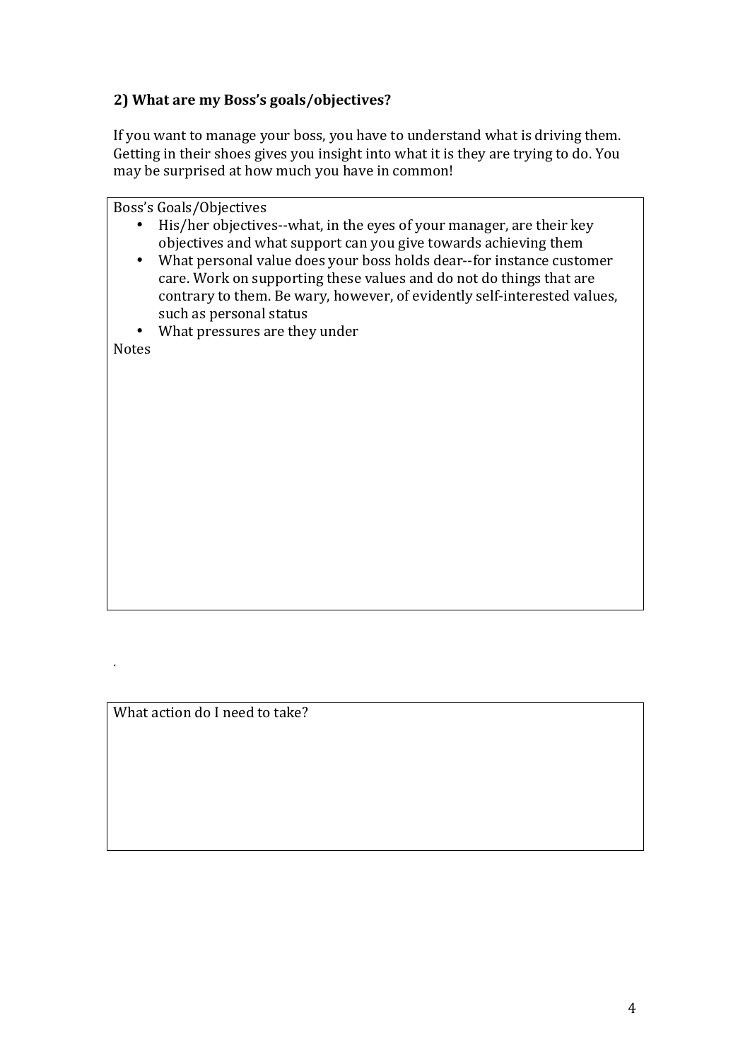## 2) What are my Boss's goals/objectives?

If you want to manage your boss, you have to understand what is driving them. Getting in their shoes gives you insight into what it is they are trying to do. You may be surprised at how much you have in common!

Boss's Goals/Objectives

- His/her objectives--what, in the eyes of your manager, are their key objectives and what support can you give towards achieving them
- What personal value does your boss holds dear--for instance customer care. Work on supporting these values and do not do things that are contrary to them. Be wary, however, of evidently self-interested values, such as personal status
- What pressures are they under

Notes

.

What action do I need to take?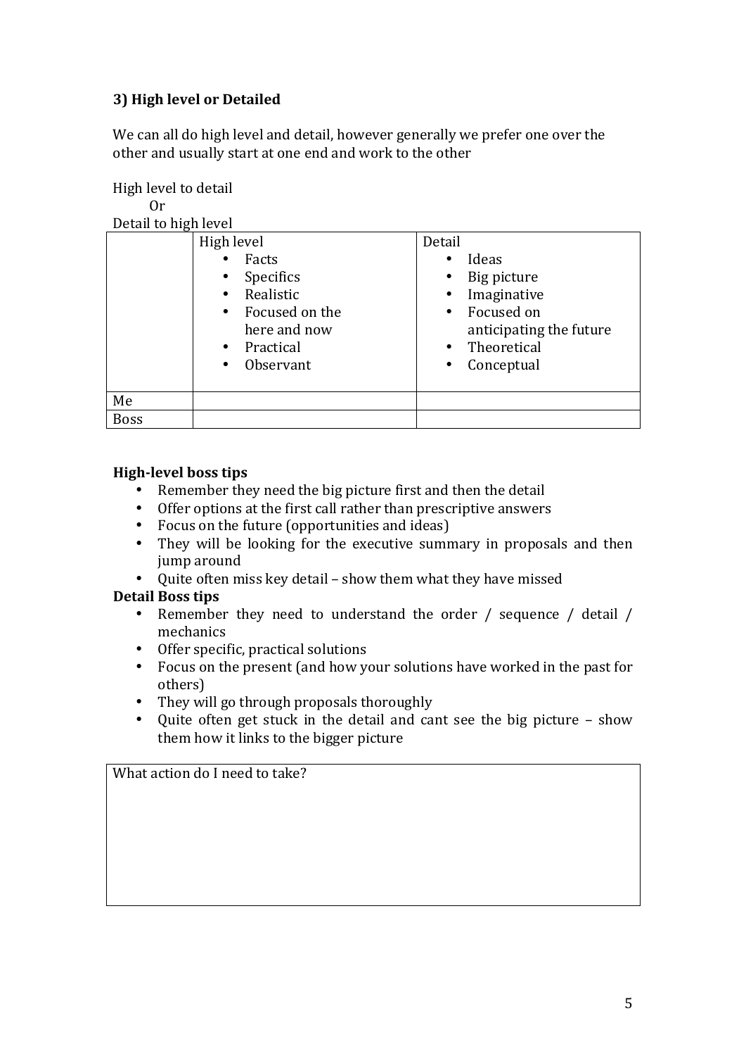### 3) High level or Detailed

We can all do high level and detail, however generally we prefer one over the other and usually start at one end and work to the other

High level to detail
Or
Detail to high level

| | High level<br>• Facts<br>• Specifics<br>• Realistic<br>• Focused on the here and now<br>• Practical<br>• Observant | Detail<br>• Ideas<br>• Big picture<br>• Imaginative<br>• Focused on anticipating the future<br>• Theoretical<br>• Conceptual |
|---|---|---|
| Me | | |
| Boss | | |

**High-level boss tips**

- Remember they need the big picture first and then the detail
- Offer options at the first call rather than prescriptive answers
- Focus on the future (opportunities and ideas)
- They will be looking for the executive summary in proposals and then jump around
- Quite often miss key detail – show them what they have missed

**Detail Boss tips**

- Remember they need to understand the order / sequence / detail / mechanics
- Offer specific, practical solutions
- Focus on the present (and how your solutions have worked in the past for others)
- They will go through proposals thoroughly
- Quite often get stuck in the detail and cant see the big picture – show them how it links to the bigger picture

| What action do I need to take? |
|---|
| |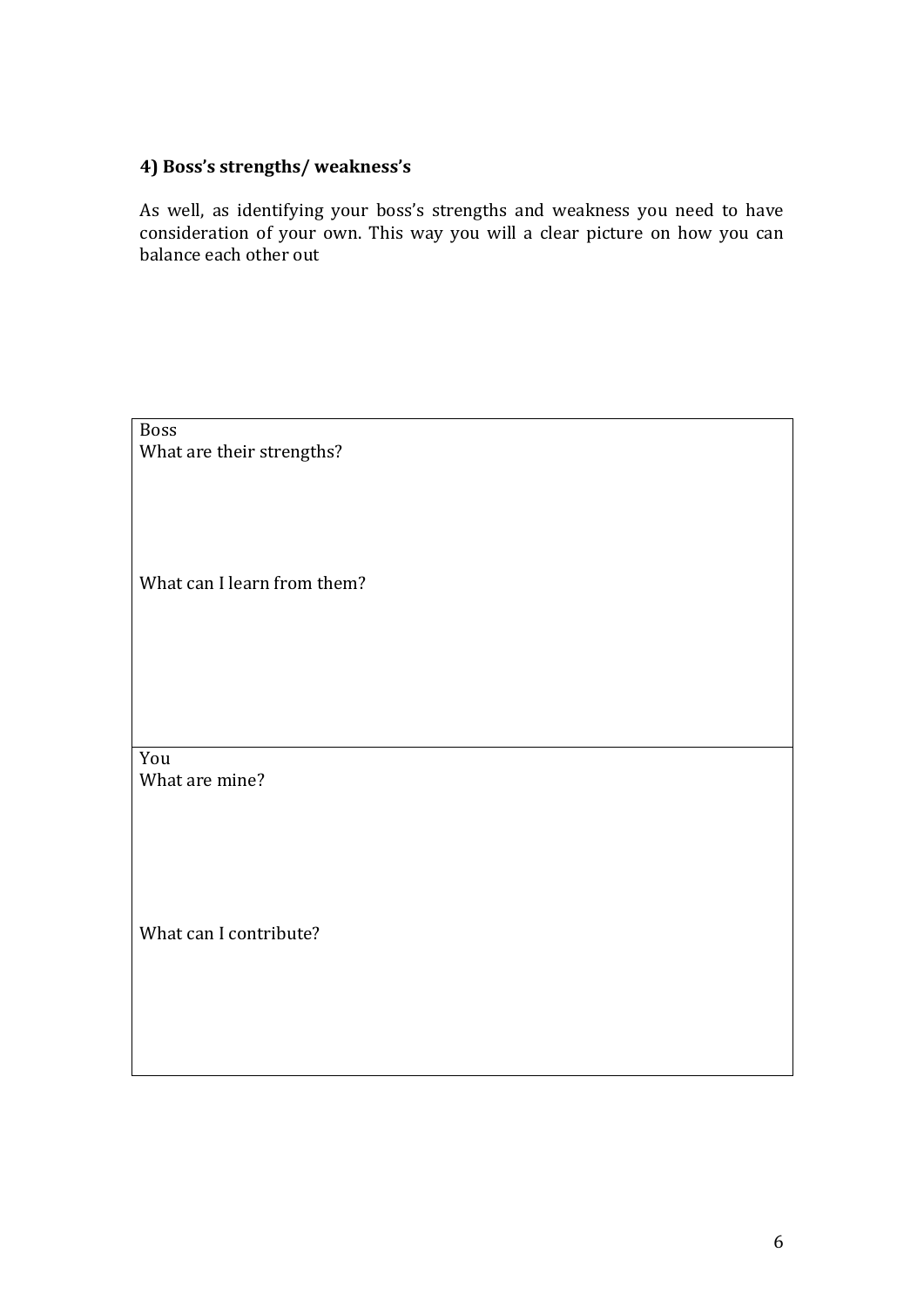### 4) Boss's strengths/ weakness's

As well, as identifying your boss's strengths and weakness you need to have consideration of your own. This way you will a clear picture on how you can balance each other out

| Boss<br>What are their strengths?<br><br><br><br>What can I learn from them? |
|---|
| You<br>What are mine?<br><br><br><br>What can I contribute? |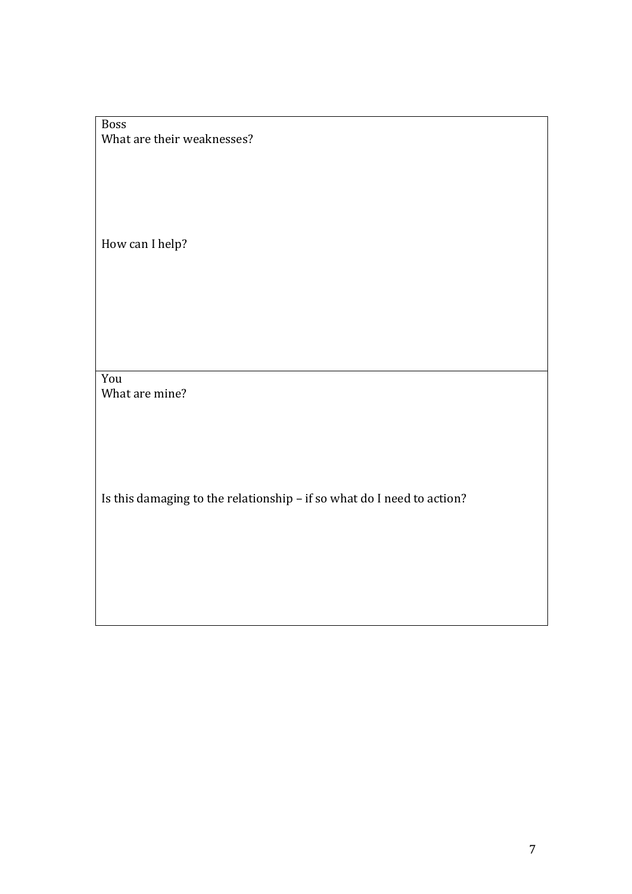| Boss<br>What are their weaknesses?<br><br><br><br><br>How can I help?<br><br><br><br><br><br> |
| --- |
| You<br>What are mine?<br><br><br><br><br>Is this damaging to the relationship – if so what do I need to action?<br><br><br><br><br><br> |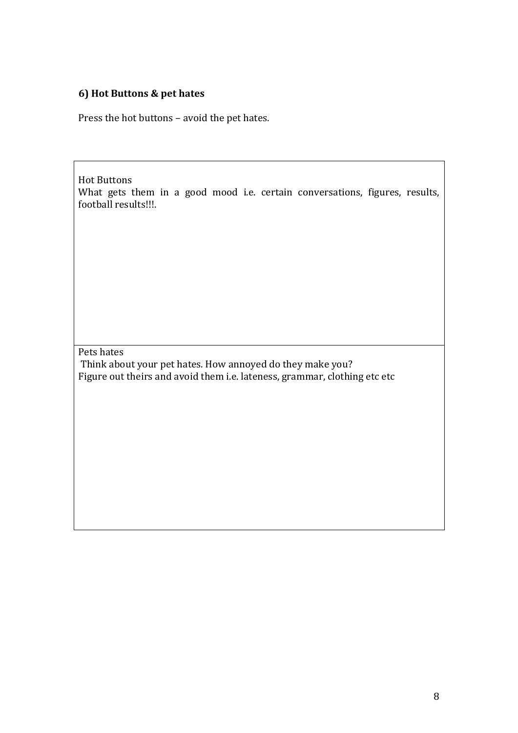### 6) Hot Buttons & pet hates

Press the hot buttons – avoid the pet hates.

| Hot Buttons<br>What gets them in a good mood i.e. certain conversations, figures, results, football results!!!. |
|---|
| Pets hates<br>Think about your pet hates. How annoyed do they make you?<br>Figure out theirs and avoid them i.e. lateness, grammar, clothing etc etc |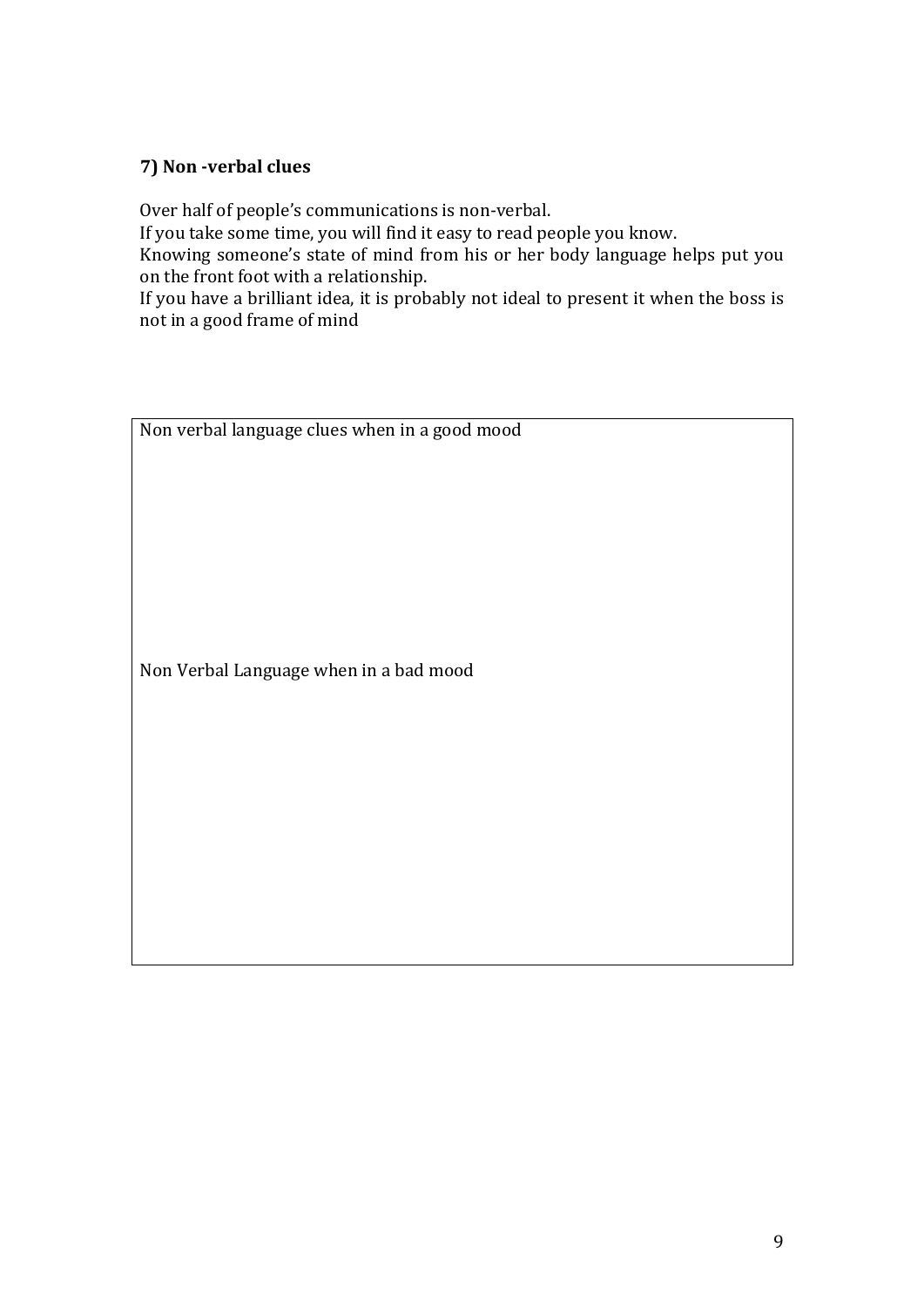### 7) Non -verbal clues

Over half of people's communications is non-verbal.

If you take some time, you will find it easy to read people you know.

Knowing someone's state of mind from his or her body language helps put you on the front foot with a relationship.

If you have a brilliant idea, it is probably not ideal to present it when the boss is not in a good frame of mind

| Non verbal language clues when in a good mood |
| --- |
| |
| Non Verbal Language when in a bad mood |
| |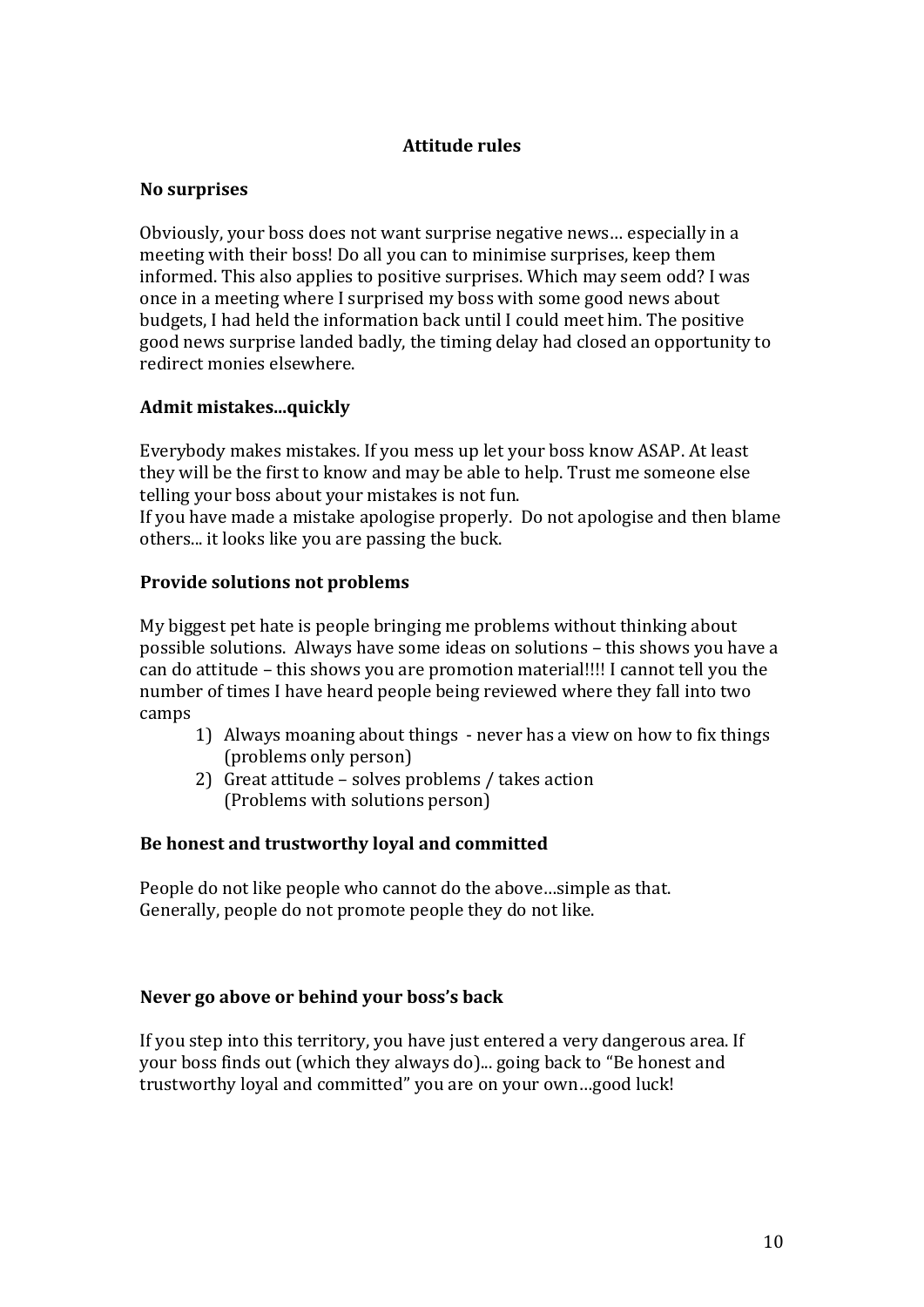## Attitude rules

### No surprises

Obviously, your boss does not want surprise negative news… especially in a meeting with their boss! Do all you can to minimise surprises, keep them informed. This also applies to positive surprises. Which may seem odd? I was once in a meeting where I surprised my boss with some good news about budgets, I had held the information back until I could meet him. The positive good news surprise landed badly, the timing delay had closed an opportunity to redirect monies elsewhere.

### Admit mistakes...quickly

Everybody makes mistakes. If you mess up let your boss know ASAP. At least they will be the first to know and may be able to help. Trust me someone else telling your boss about your mistakes is not fun.
If you have made a mistake apologise properly. Do not apologise and then blame others... it looks like you are passing the buck.

### Provide solutions not problems

My biggest pet hate is people bringing me problems without thinking about possible solutions. Always have some ideas on solutions – this shows you have a can do attitude – this shows you are promotion material!!!! I cannot tell you the number of times I have heard people being reviewed where they fall into two camps

1) Always moaning about things - never has a view on how to fix things (problems only person)
2) Great attitude – solves problems / takes action (Problems with solutions person)

### Be honest and trustworthy loyal and committed

People do not like people who cannot do the above…simple as that.
Generally, people do not promote people they do not like.

### Never go above or behind your boss's back

If you step into this territory, you have just entered a very dangerous area. If your boss finds out (which they always do)... going back to "Be honest and trustworthy loyal and committed" you are on your own…good luck!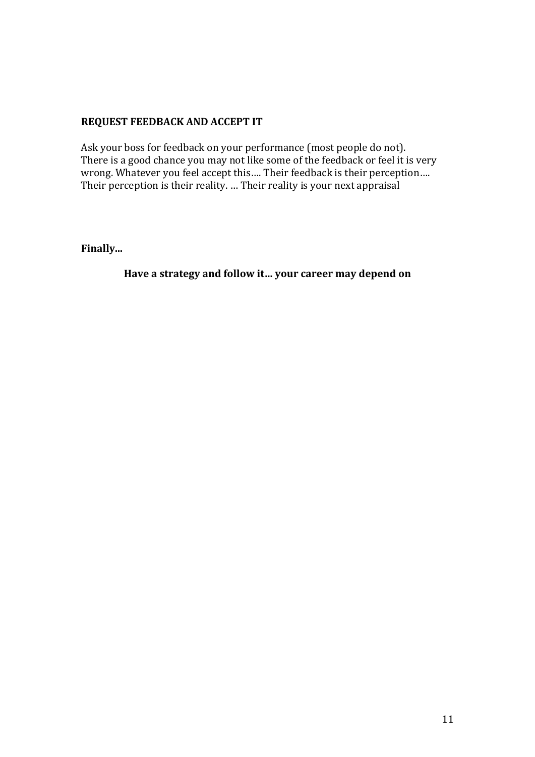**REQUEST FEEDBACK AND ACCEPT IT**

Ask your boss for feedback on your performance (most people do not). There is a good chance you may not like some of the feedback or feel it is very wrong. Whatever you feel accept this…. Their feedback is their perception…. Their perception is their reality. … Their reality is your next appraisal

**Finally...**

**Have a strategy and follow it… your career may depend on**